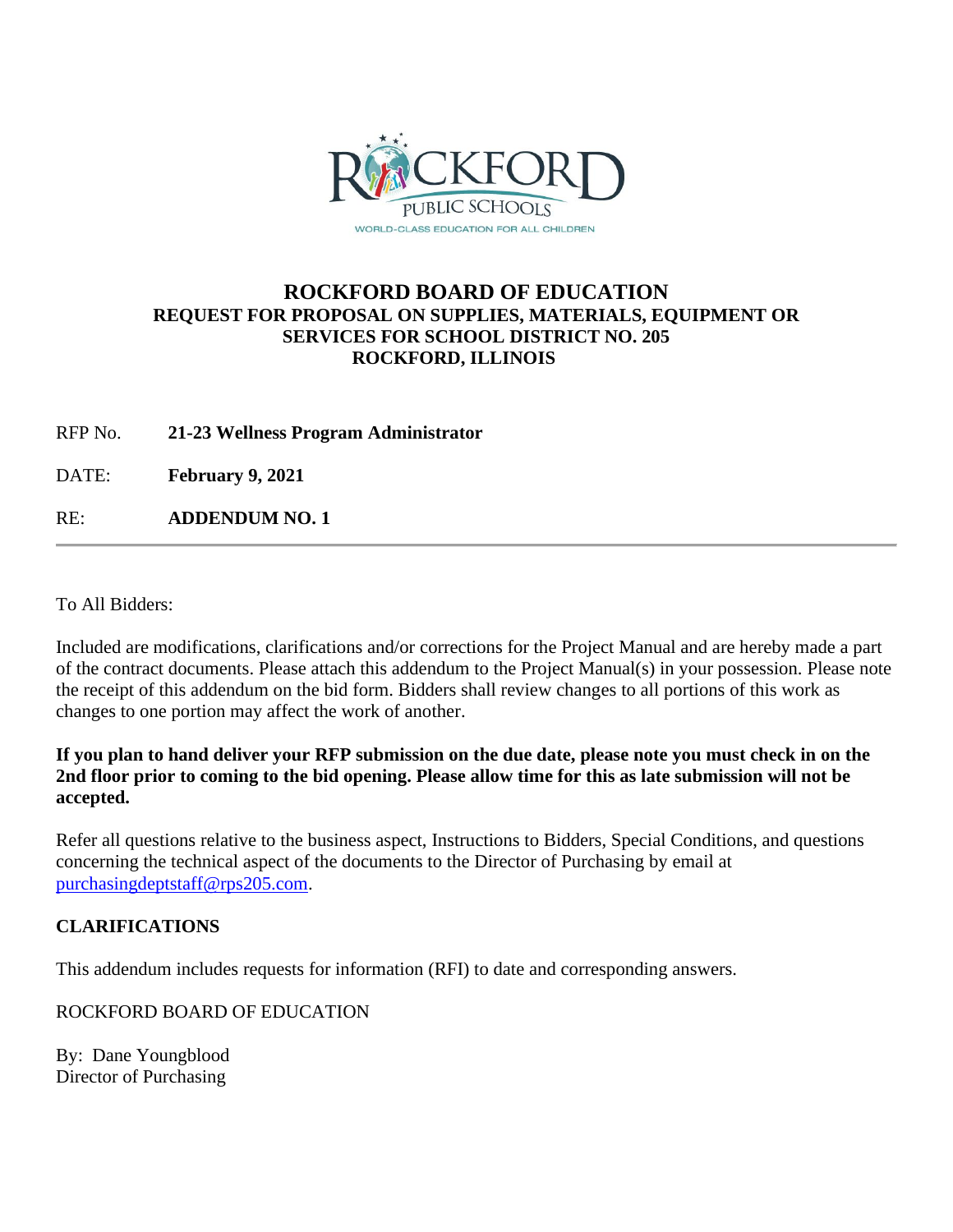# ROCKFORD BOARD OF EDUCATION

### REQUEST FOR PROPOSAL ON SUPPLIES, MATERIALS, EQUIPMENT OR SERVICES FOR SCHOOL DISTRICT NO. 205
### ROCKFORD, ILLINOIS

RFP No. **21-23 Wellness Program Administrator**

DATE: **February 9, 2021**

RE: **ADDENDUM NO. 1**

---

To All Bidders:

Included are modifications, clarifications and/or corrections for the Project Manual and are hereby made a part of the contract documents. Please attach this addendum to the Project Manual(s) in your possession. Please note the receipt of this addendum on the bid form. Bidders shall review changes to all portions of this work as changes to one portion may affect the work of another.

**If you plan to hand deliver your RFP submission on the due date, please note you must check in on the 2nd floor prior to coming to the bid opening. Please allow time for this as late submission will not be accepted.**

Refer all questions relative to the business aspect, Instructions to Bidders, Special Conditions, and questions concerning the technical aspect of the documents to the Director of Purchasing by email at purchasingdeptstaff@rps205.com.

**CLARIFICATIONS**

This addendum includes requests for information (RFI) to date and corresponding answers.

ROCKFORD BOARD OF EDUCATION

By: Dane Youngblood
Director of Purchasing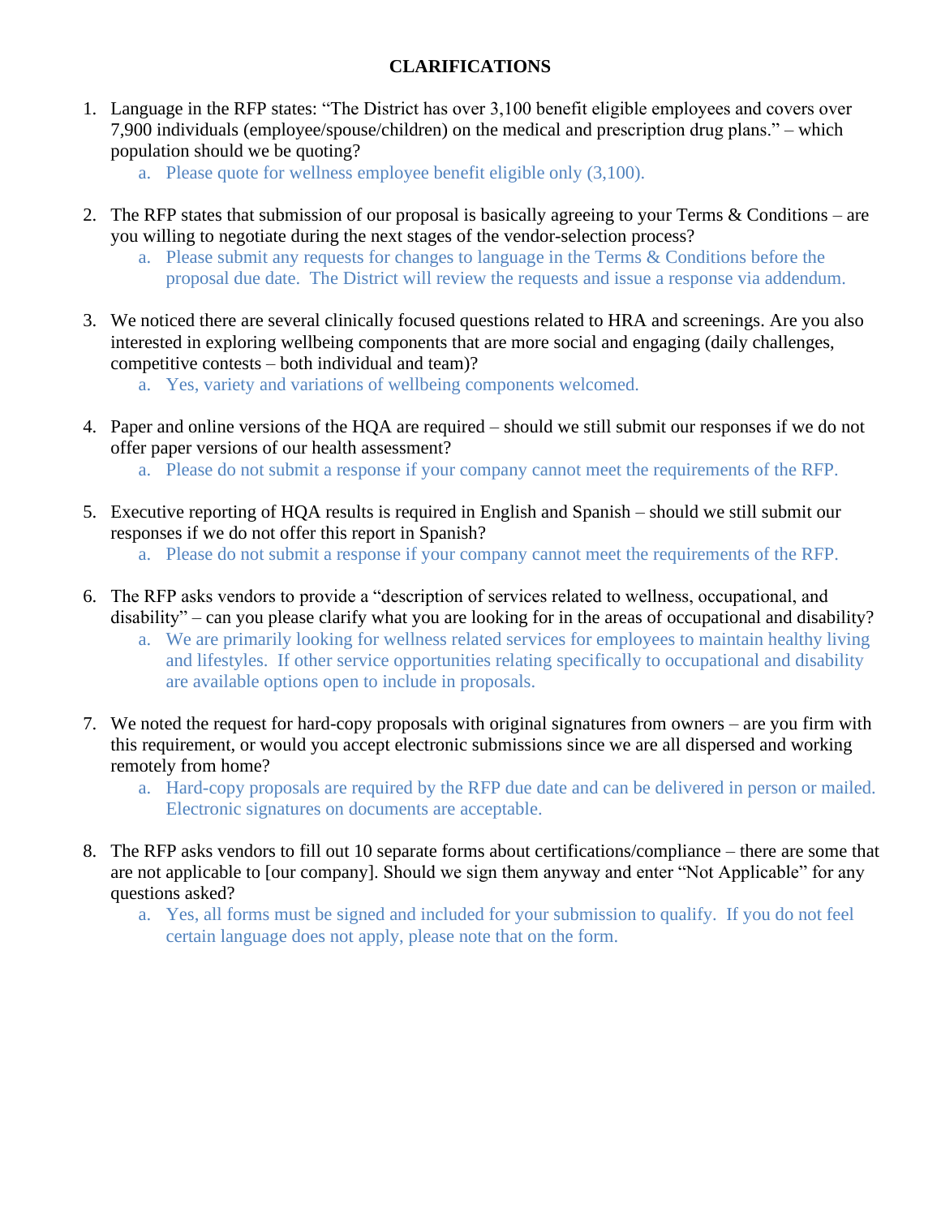# CLARIFICATIONS

1. Language in the RFP states: "The District has over 3,100 benefit eligible employees and covers over 7,900 individuals (employee/spouse/children) on the medical and prescription drug plans." – which population should we be quoting?
    a. Please quote for wellness employee benefit eligible only (3,100).

2. The RFP states that submission of our proposal is basically agreeing to your Terms & Conditions – are you willing to negotiate during the next stages of the vendor-selection process?
    a. Please submit any requests for changes to language in the Terms & Conditions before the proposal due date. The District will review the requests and issue a response via addendum.

3. We noticed there are several clinically focused questions related to HRA and screenings. Are you also interested in exploring wellbeing components that are more social and engaging (daily challenges, competitive contests – both individual and team)?
    a. Yes, variety and variations of wellbeing components welcomed.

4. Paper and online versions of the HQA are required – should we still submit our responses if we do not offer paper versions of our health assessment?
    a. Please do not submit a response if your company cannot meet the requirements of the RFP.

5. Executive reporting of HQA results is required in English and Spanish – should we still submit our responses if we do not offer this report in Spanish?
    a. Please do not submit a response if your company cannot meet the requirements of the RFP.

6. The RFP asks vendors to provide a "description of services related to wellness, occupational, and disability" – can you please clarify what you are looking for in the areas of occupational and disability?
    a. We are primarily looking for wellness related services for employees to maintain healthy living and lifestyles. If other service opportunities relating specifically to occupational and disability are available options open to include in proposals.

7. We noted the request for hard-copy proposals with original signatures from owners – are you firm with this requirement, or would you accept electronic submissions since we are all dispersed and working remotely from home?
    a. Hard-copy proposals are required by the RFP due date and can be delivered in person or mailed. Electronic signatures on documents are acceptable.

8. The RFP asks vendors to fill out 10 separate forms about certifications/compliance – there are some that are not applicable to [our company]. Should we sign them anyway and enter "Not Applicable" for any questions asked?
    a. Yes, all forms must be signed and included for your submission to qualify. If you do not feel certain language does not apply, please note that on the form.